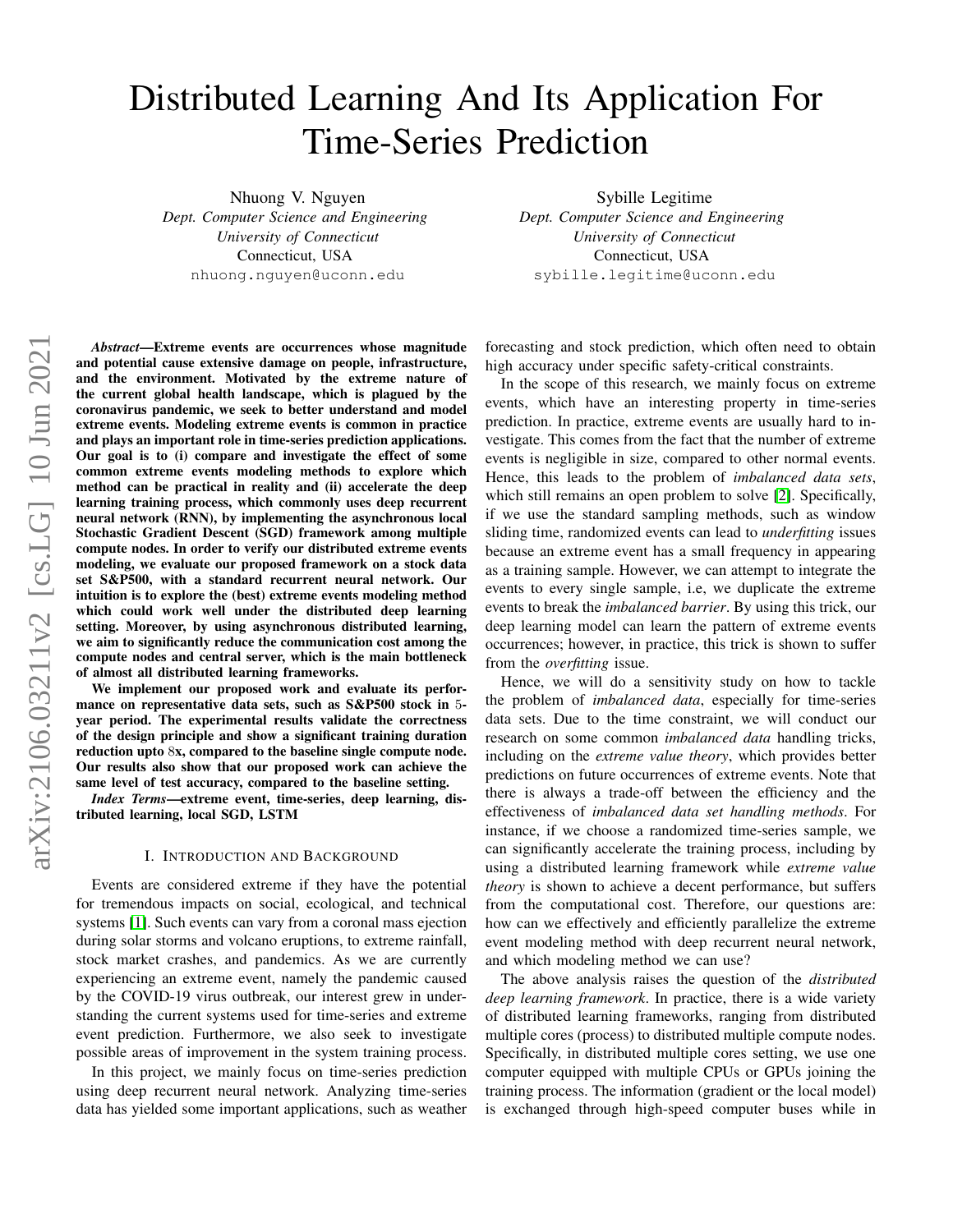# Distributed Learning And Its Application For Time-Series Prediction

Nhuong V. Nguyen
*Dept. Computer Science and Engineering*
*University of Connecticut*
Connecticut, USA
nhuong.nguyen@uconn.edu

Sybille Legitime
*Dept. Computer Science and Engineering*
*University of Connecticut*
Connecticut, USA
sybille.legitime@uconn.edu

***Abstract*—Extreme events are occurrences whose magnitude and potential cause extensive damage on people, infrastructure, and the environment. Motivated by the extreme nature of the current global health landscape, which is plagued by the coronavirus pandemic, we seek to better understand and model extreme events. Modeling extreme events is common in practice and plays an important role in time-series prediction applications. Our goal is to (i) compare and investigate the effect of some common extreme events modeling methods to explore which method can be practical in reality and (ii) accelerate the deep learning training process, which commonly uses deep recurrent neural network (RNN), by implementing the asynchronous local Stochastic Gradient Descent (SGD) framework among multiple compute nodes. In order to verify our distributed extreme events modeling, we evaluate our proposed framework on a stock data set S&P500, with a standard recurrent neural network. Our intuition is to explore the (best) extreme events modeling method which could work well under the distributed deep learning setting. Moreover, by using asynchronous distributed learning, we aim to significantly reduce the communication cost among the compute nodes and central server, which is the main bottleneck of almost all distributed learning frameworks.**

**We implement our proposed work and evaluate its performance on representative data sets, such as S&P500 stock in 5-year period. The experimental results validate the correctness of the design principle and show a significant training duration reduction upto 8x, compared to the baseline single compute node. Our results also show that our proposed work can achieve the same level of test accuracy, compared to the baseline setting.**

***Index Terms*—extreme event, time-series, deep learning, distributed learning, local SGD, LSTM**

## I. Introduction and Background

Events are considered extreme if they have the potential for tremendous impacts on social, ecological, and technical systems [1]. Such events can vary from a coronal mass ejection during solar storms and volcano eruptions, to extreme rainfall, stock market crashes, and pandemics. As we are currently experiencing an extreme event, namely the pandemic caused by the COVID-19 virus outbreak, our interest grew in understanding the current systems used for time-series and extreme event prediction. Furthermore, we also seek to investigate possible areas of improvement in the system training process.

In this project, we mainly focus on time-series prediction using deep recurrent neural network. Analyzing time-series data has yielded some important applications, such as weather forecasting and stock prediction, which often need to obtain high accuracy under specific safety-critical constraints.

In the scope of this research, we mainly focus on extreme events, which have an interesting property in time-series prediction. In practice, extreme events are usually hard to investigate. This comes from the fact that the number of extreme events is negligible in size, compared to other normal events. Hence, this leads to the problem of *imbalanced data sets*, which still remains an open problem to solve [2]. Specifically, if we use the standard sampling methods, such as window sliding time, randomized events can lead to *underfitting* issues because an extreme event has a small frequency in appearing as a training sample. However, we can attempt to integrate the events to every single sample, i.e, we duplicate the extreme events to break the *imbalanced barrier*. By using this trick, our deep learning model can learn the pattern of extreme events occurrences; however, in practice, this trick is shown to suffer from the *overfitting* issue.

Hence, we will do a sensitivity study on how to tackle the problem of *imbalanced data*, especially for time-series data sets. Due to the time constraint, we will conduct our research on some common *imbalanced data* handling tricks, including on the *extreme value theory*, which provides better predictions on future occurrences of extreme events. Note that there is always a trade-off between the efficiency and the effectiveness of *imbalanced data set handling methods*. For instance, if we choose a randomized time-series sample, we can significantly accelerate the training process, including by using a distributed learning framework while *extreme value theory* is shown to achieve a decent performance, but suffers from the computational cost. Therefore, our questions are: how can we effectively and efficiently parallelize the extreme event modeling method with deep recurrent neural network, and which modeling method we can use?

The above analysis raises the question of the *distributed deep learning framework*. In practice, there is a wide variety of distributed learning frameworks, ranging from distributed multiple cores (process) to distributed multiple compute nodes. Specifically, in distributed multiple cores setting, we use one computer equipped with multiple CPUs or GPUs joining the training process. The information (gradient or the local model) is exchanged through high-speed computer buses while in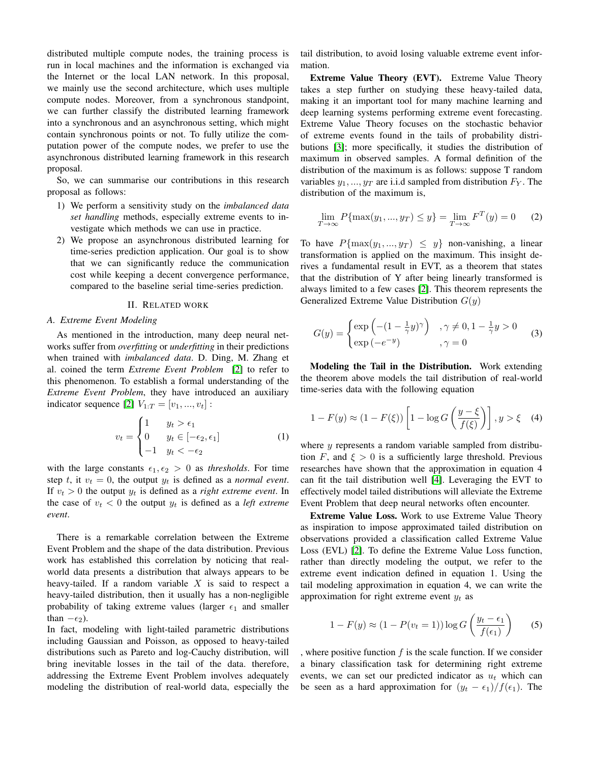distributed multiple compute nodes, the training process is run in local machines and the information is exchanged via the Internet or the local LAN network. In this proposal, we mainly use the second architecture, which uses multiple compute nodes. Moreover, from a synchronous standpoint, we can further classify the distributed learning framework into a synchronous and an asynchronous setting, which might contain synchronous points or not. To fully utilize the computation power of the compute nodes, we prefer to use the asynchronous distributed learning framework in this research proposal.

So, we can summarise our contributions in this research proposal as follows:

1) We perform a sensitivity study on the *imbalanced data set handling* methods, especially extreme events to investigate which methods we can use in practice.
2) We propose an asynchronous distributed learning for time-series prediction application. Our goal is to show that we can significantly reduce the communication cost while keeping a decent convergence performance, compared to the baseline serial time-series prediction.

## II. Related work

### A. Extreme Event Modeling

As mentioned in the introduction, many deep neural networks suffer from *overfitting* or *underfitting* in their predictions when trained with *imbalanced data*. D. Ding, M. Zhang et al. coined the term *Extreme Event Problem* [2] to refer to this phenomenon. To establish a formal understanding of the *Extreme Event Problem*, they have introduced an auxiliary indicator sequence [2] $V_{1:T} = [v_1, ..., v_t]$ :

$$v_t = \begin{cases} 1 & y_t > \epsilon_1 \\ 0 & y_t \in [-\epsilon_2, \epsilon_1] \\ -1 & y_t < -\epsilon_2 \end{cases} \tag{1}$$

with the large constants $\epsilon_1, \epsilon_2 > 0$ as *thresholds*. For time step $t$, it $v_t = 0$, the output $y_t$ is defined as a *normal event*. If $v_t > 0$ the output $y_t$ is defined as a *right extreme event*. In the case of $v_t < 0$ the output $y_t$ is defined as a *left extreme event*.

There is a remarkable correlation between the Extreme Event Problem and the shape of the data distribution. Previous work has established this correlation by noticing that real-world data presents a distribution that always appears to be heavy-tailed. If a random variable $X$ is said to respect a heavy-tailed distribution, then it usually has a non-negligible probability of taking extreme values (larger $\epsilon_1$ and smaller than $-\epsilon_2$).

In fact, modeling with light-tailed parametric distributions including Gaussian and Poisson, as opposed to heavy-tailed distributions such as Pareto and log-Cauchy distribution, will bring inevitable losses in the tail of the data. therefore, addressing the Extreme Event Problem involves adequately modeling the distribution of real-world data, especially the tail distribution, to avoid losing valuable extreme event information.

**Extreme Value Theory (EVT).** Extreme Value Theory takes a step further on studying these heavy-tailed data, making it an important tool for many machine learning and deep learning systems performing extreme event forecasting. Extreme Value Theory focuses on the stochastic behavior of extreme events found in the tails of probability distributions [3]; more specifically, it studies the distribution of maximum in observed samples. A formal definition of the distribution of the maximum is as follows: suppose T random variables $y_1, ..., y_T$ are i.i.d sampled from distribution $F_Y$. The distribution of the maximum is,

$$\lim_{T\to\infty} P\{\max(y_1, ..., y_T) \leq y\} = \lim_{T\to\infty} F^T(y) = 0 \tag{2}$$

To have $P\{\max(y_1, ..., y_T) \leq y\}$ non-vanishing, a linear transformation is applied on the maximum. This insight derives a fundamental result in EVT, as a theorem that states that the distribution of Y after being linearly transformed is always limited to a few cases [2]. This theorem represents the Generalized Extreme Value Distribution $G(y)$

$$G(y) = \begin{cases} \exp\left(-(1 - \frac{1}{\gamma}y)^{\gamma}\right) & , \gamma \neq 0, 1 - \frac{1}{\gamma}y > 0 \\ \exp\left(-e^{-y}\right) & , \gamma = 0 \end{cases} \tag{3}$$

**Modeling the Tail in the Distribution.** Work extending the theorem above models the tail distribution of real-world time-series data with the following equation

$$1 - F(y) \approx (1 - F(\xi)) \left[1 - \log G\left(\frac{y - \xi}{f(\xi)}\right)\right], y > \xi \tag{4}$$

where $y$ represents a random variable sampled from distribution $F$, and $\xi > 0$ is a sufficiently large threshold. Previous researches have shown that the approximation in equation 4 can fit the tail distribution well [4]. Leveraging the EVT to effectively model tailed distributions will alleviate the Extreme Event Problem that deep neural networks often encounter.

**Extreme Value Loss.** Work to use Extreme Value Theory as inspiration to impose approximated tailed distribution on observations provided a classification called Extreme Value Loss (EVL) [2]. To define the Extreme Value Loss function, rather than directly modeling the output, we refer to the extreme event indication defined in equation 1. Using the tail modeling approximation in equation 4, we can write the approximation for right extreme event $y_t$ as

$$1 - F(y) \approx (1 - P(v_t = 1)) \log G\left(\frac{y_t - \epsilon_1}{f(\epsilon_1)}\right) \tag{5}$$

, where positive function $f$ is the scale function. If we consider a binary classification task for determining right extreme events, we can set our predicted indicator as $u_t$ which can be seen as a hard approximation for $(y_t - \epsilon_1)/f(\epsilon_1)$. The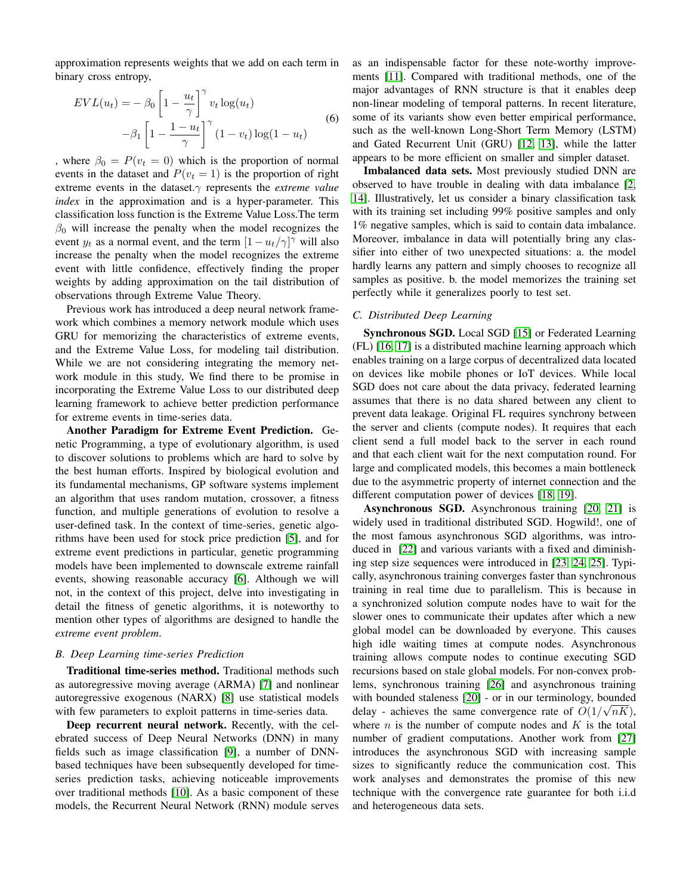approximation represents weights that we add on each term in binary cross entropy,

$$
\begin{aligned}
EVL(u_t) = & -\beta_0 \left[1 - \frac{u_t}{\gamma}\right]^{\gamma} v_t \log(u_t) \\
& -\beta_1 \left[1 - \frac{1-u_t}{\gamma}\right]^{\gamma} (1-v_t)\log(1-u_t)
\end{aligned} \tag{6}
$$

, where $\beta_0 = P(v_t = 0)$ which is the proportion of normal events in the dataset and $P(v_t = 1)$ is the proportion of right extreme events in the dataset.$\gamma$ represents the *extreme value index* in the approximation and is a hyper-parameter. This classification loss function is the Extreme Value Loss.The term $\beta_0$ will increase the penalty when the model recognizes the event $y_t$ as a normal event, and the term $[1 - u_t/\gamma]^{\gamma}$ will also increase the penalty when the model recognizes the extreme event with little confidence, effectively finding the proper weights by adding approximation on the tail distribution of observations through Extreme Value Theory.

Previous work has introduced a deep neural network framework which combines a memory network module which uses GRU for memorizing the characteristics of extreme events, and the Extreme Value Loss, for modeling tail distribution. While we are not considering integrating the memory network module in this study, We find there to be promise in incorporating the Extreme Value Loss to our distributed deep learning framework to achieve better prediction performance for extreme events in time-series data.

**Another Paradigm for Extreme Event Prediction.** Genetic Programming, a type of evolutionary algorithm, is used to discover solutions to problems which are hard to solve by the best human efforts. Inspired by biological evolution and its fundamental mechanisms, GP software systems implement an algorithm that uses random mutation, crossover, a fitness function, and multiple generations of evolution to resolve a user-defined task. In the context of time-series, genetic algorithms have been used for stock price prediction [5], and for extreme event predictions in particular, genetic programming models have been implemented to downscale extreme rainfall events, showing reasonable accuracy [6]. Although we will not, in the context of this project, delve into investigating in detail the fitness of genetic algorithms, it is noteworthy to mention other types of algorithms are designed to handle the *extreme event problem*.

### B. Deep Learning time-series Prediction

**Traditional time-series method.** Traditional methods such as autoregressive moving average (ARMA) [7] and nonlinear autoregressive exogenous (NARX) [8] use statistical models with few parameters to exploit patterns in time-series data.

**Deep recurrent neural network.** Recently, with the celebrated success of Deep Neural Networks (DNN) in many fields such as image classification [9], a number of DNN-based techniques have been subsequently developed for time-series prediction tasks, achieving noticeable improvements over traditional methods [10]. As a basic component of these models, the Recurrent Neural Network (RNN) module serves as an indispensable factor for these note-worthy improvements [11]. Compared with traditional methods, one of the major advantages of RNN structure is that it enables deep non-linear modeling of temporal patterns. In recent literature, some of its variants show even better empirical performance, such as the well-known Long-Short Term Memory (LSTM) and Gated Recurrent Unit (GRU) [12, 13], while the latter appears to be more efficient on smaller and simpler dataset.

**Imbalanced data sets.** Most previously studied DNN are observed to have trouble in dealing with data imbalance [2, 14]. Illustratively, let us consider a binary classification task with its training set including 99% positive samples and only 1% negative samples, which is said to contain data imbalance. Moreover, imbalance in data will potentially bring any classifier into either of two unexpected situations: a. the model hardly learns any pattern and simply chooses to recognize all samples as positive. b. the model memorizes the training set perfectly while it generalizes poorly to test set.

### C. Distributed Deep Learning

**Synchronous SGD.** Local SGD [15] or Federated Learning (FL) [16, 17] is a distributed machine learning approach which enables training on a large corpus of decentralized data located on devices like mobile phones or IoT devices. While local SGD does not care about the data privacy, federated learning assumes that there is no data shared between any client to prevent data leakage. Original FL requires synchrony between the server and clients (compute nodes). It requires that each client send a full model back to the server in each round and that each client wait for the next computation round. For large and complicated models, this becomes a main bottleneck due to the asymmetric property of internet connection and the different computation power of devices [18, 19].

**Asynchronous SGD.** Asynchronous training [20, 21] is widely used in traditional distributed SGD. Hogwild!, one of the most famous asynchronous SGD algorithms, was introduced in [22] and various variants with a fixed and diminishing step size sequences were introduced in [23, 24, 25]. Typically, asynchronous training converges faster than synchronous training in real time due to parallelism. This is because in a synchronized solution compute nodes have to wait for the slower ones to communicate their updates after which a new global model can be downloaded by everyone. This causes high idle waiting times at compute nodes. Asynchronous training allows compute nodes to continue executing SGD recursions based on stale global models. For non-convex problems, synchronous training [26] and asynchronous training with bounded staleness [20] - or in our terminology, bounded delay - achieves the same convergence rate of $O(1/\sqrt{nK})$, where $n$ is the number of compute nodes and $K$ is the total number of gradient computations. Another work from [27] introduces the asynchronous SGD with increasing sample sizes to significantly reduce the communication cost. This work analyses and demonstrates the promise of this new technique with the convergence rate guarantee for both i.i.d and heterogeneous data sets.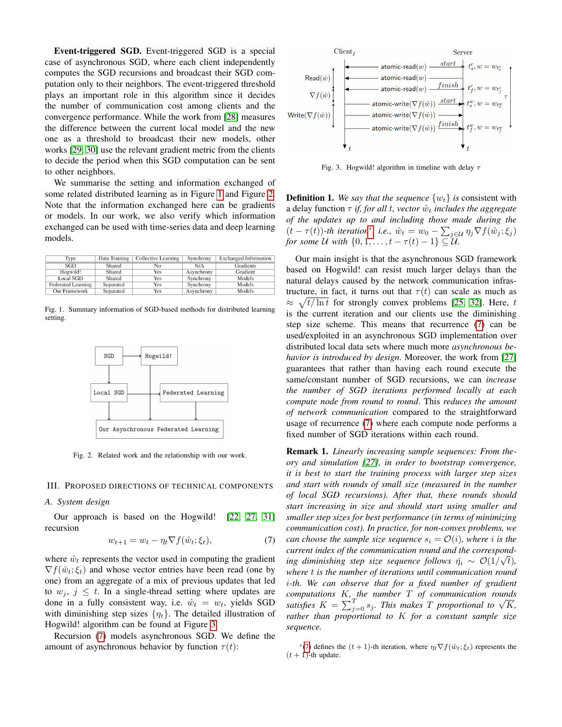**Event-triggered SGD.** Event-triggered SGD is a special case of asynchronous SGD, where each client independently computes the SGD recursions and broadcast their SGD computation only to their neighbors. The event-triggered threshold plays an important role in this algorithm since it decides the number of communication cost among clients and the convergence performance. While the work from [28] measures the difference between the current local model and the new one as a threshold to broadcast their new models, other works [29, 30] use the relevant gradient metric from the clients to decide the period when this SGD computation can be sent to other neighbors.

We summarise the setting and information exchanged of some related distributed learning as in Figure 1 and Figure 2. Note that the information exchanged here can be gradients or models. In our work, we also verify which information exchanged can be used with time-series data and deep learning models.

| Type | Data Training | Collective Learning | Synchrony | Exchanged Information |
|---|---|---|---|---|
| SGD | Shared | No | N/A | Gradients |
| Hogwild! | Shared | Yes | Asynchrony | Gradient |
| Local SGD | Shared | Yes | Synchrony | Models |
| Federated Learning | Separated | Yes | Synchrony | Models |
| Our Framework | Separated | Yes | Asynchrony | Models |

Fig. 1. Summary information of SGD-based methods for distributed learning setting.

Fig. 2. Related work and the relationship with our work.

## III. Proposed Directions of Technical Components

### A. System design

Our approach is based on the Hogwild! [22, 27, 31] recursion

$$w_{t+1} = w_t - \eta_t \nabla f(\hat{w}_t; \xi_t), \tag{7}$$

where $\hat{w}_t$ represents the vector used in computing the gradient $\nabla f(\hat{w}_t; \xi_t)$ and whose vector entries have been read (one by one) from an aggregate of a mix of previous updates that led to $w_j$, $j \leq t$. In a single-thread setting where updates are done in a fully consistent way, i.e. $\hat{w}_t = w_t$, yields SGD with diminishing step sizes $\{\eta_t\}$. The detailed illustration of Hogwild! algorithm can be found at Figure 3.

Recursion (7) models asynchronous SGD. We define the amount of asynchronous behavior by function $\tau(t)$:

Fig. 3. Hogwild! algorithm in timeline with delay $\tau$

**Definition 1.** *We say that the sequence $\{w_t\}$ is consistent with a delay function $\tau$ if, for all $t$, vector $\hat{w}_t$ includes the aggregate of the updates up to and including those made during the $(t-\tau(t))$-th iteration*[*]*, i.e., $\hat{w}_t = w_0 - \sum_{j\in\mathcal{U}} \eta_j \nabla f(\hat{w}_j; \xi_j)$ for some $\mathcal{U}$ with $\{0, 1, \ldots, t-\tau(t)-1\} \subseteq \mathcal{U}$.*

Our main insight is that the asynchronous SGD framework based on Hogwild! can resist much larger delays than the natural delays caused by the network communication infrastructure, in fact, it turns out that $\tau(t)$ can scale as much as $\approx \sqrt{t/\ln t}$ for strongly convex problems [25, 32]. Here, $t$ is the current iteration and our clients use the diminishing step size scheme. This means that recurrence (7) can be used/exploited in an asynchronous SGD implementation over distributed local data sets where much more *asynchronous behavior is introduced by design*. Moreover, the work from [27] guarantees that rather than having each round execute the same/constant number of SGD recursions, we can *increase the number of SGD iterations performed locally at each compute node from round to round*. This *reduces the amount of network communication* compared to the straightforward usage of recurrence (7) where each compute node performs a fixed number of SGD iterations within each round.

**Remark 1.** *Linearly increasing sample sequences: From theory and simulation [27], in order to bootstrap convergence, it is best to start the training process with larger step sizes and start with rounds of small size (measured in the number of local SGD recursions). After that, these rounds should start increasing in size and should start using smaller and smaller step sizes for best performance (in terms of minimizing communication cost). In practice, for non-convex problems, we can choose the sample size sequence $s_i = \mathcal{O}(i)$, where $i$ is the current index of the communication round and the corresponding diminishing step size sequence follows $\bar{\eta}_i \sim \mathcal{O}(1/\sqrt{t})$, where $t$ is the number of iterations until communication round $i$-th. We can observe that for a fixed number of gradient computations $K$, the number $T$ of communication rounds satisfies $K = \sum_{j=0}^{T} s_j$. This makes $T$ proportional to $\sqrt{K}$, rather than proportional to $K$ for a constant sample size sequence.*

[*](7) defines the $(t+1)$-th iteration, where $\eta_t \nabla f(\hat{w}_t; \xi_t)$ represents the $(t+1)$-th update.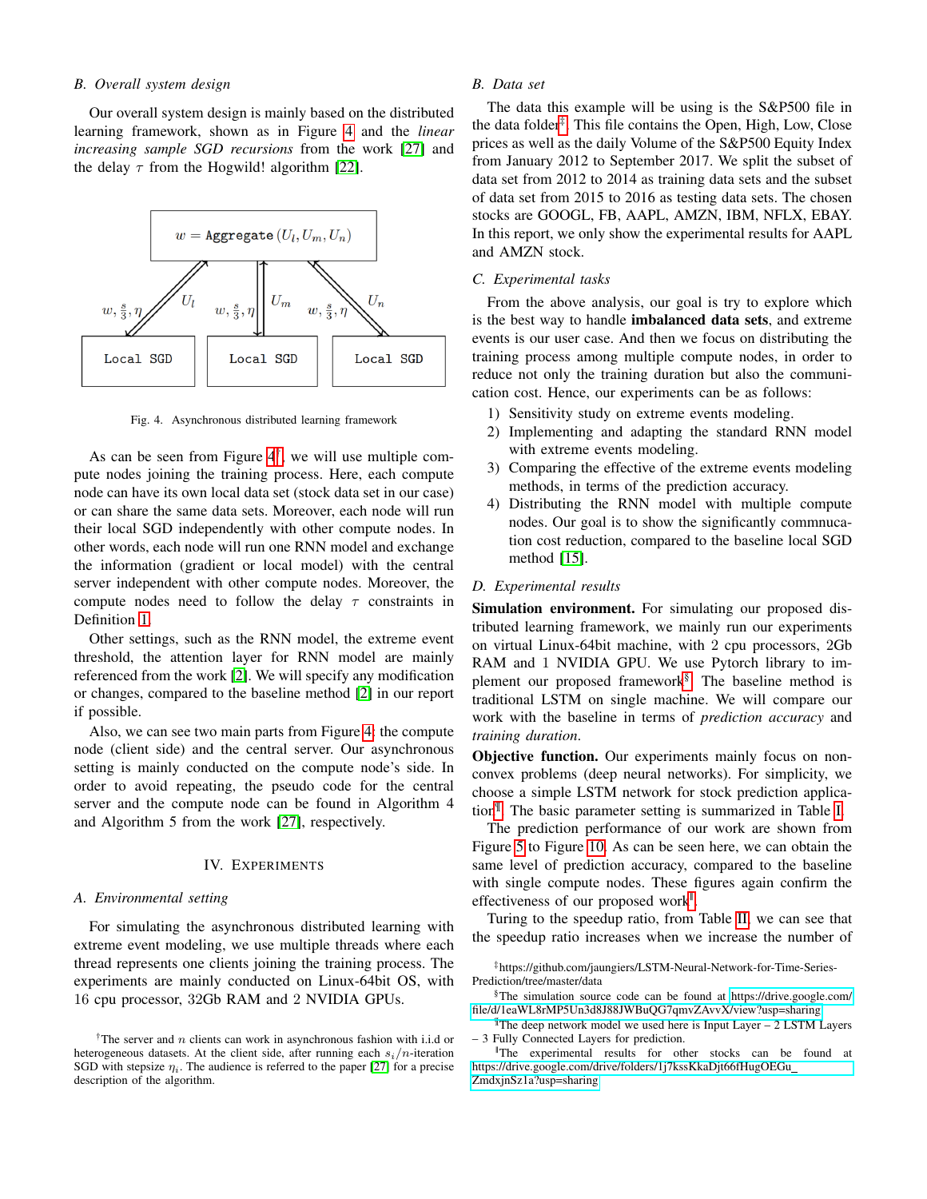### B. Overall system design

Our overall system design is mainly based on the distributed learning framework, shown as in Figure 4 and the *linear increasing sample SGD recursions* from the work [27] and the delay $\tau$ from the Hogwild! algorithm [22].

$$w = \texttt{Aggregate}(U_l, U_m, U_n)$$

Local SGD — Local SGD — Local SGD (each receiving $w, \frac{s}{3}, \eta$ and sending $U_l$, $U_m$, $U_n$ respectively)

Fig. 4. Asynchronous distributed learning framework

As can be seen from Figure 4[†], we will use multiple compute nodes joining the training process. Here, each compute node can have its own local data set (stock data set in our case) or can share the same data sets. Moreover, each node will run their local SGD independently with other compute nodes. In other words, each node will run one RNN model and exchange the information (gradient or local model) with the central server independent with other compute nodes. Moreover, the compute nodes need to follow the delay $\tau$ constraints in Definition 1.

Other settings, such as the RNN model, the extreme event threshold, the attention layer for RNN model are mainly referenced from the work [2]. We will specify any modification or changes, compared to the baseline method [2] in our report if possible.

Also, we can see two main parts from Figure 4: the compute node (client side) and the central server. Our asynchronous setting is mainly conducted on the compute node's side. In order to avoid repeating, the pseudo code for the central server and the compute node can be found in Algorithm 4 and Algorithm 5 from the work [27], respectively.

## IV. Experiments

### A. Environmental setting

For simulating the asynchronous distributed learning with extreme event modeling, we use multiple threads where each thread represents one clients joining the training process. The experiments are mainly conducted on Linux-64bit OS, with 16 cpu processor, 32Gb RAM and 2 NVIDIA GPUs.

[†]The server and $n$ clients can work in asynchronous fashion with i.i.d or heterogeneous datasets. At the client side, after running each $s_i/n$-iteration SGD with stepsize $\eta_i$. The audience is referred to the paper [27] for a precise description of the algorithm.

### B. Data set

The data this example will be using is the S&P500 file in the data folder[‡]. This file contains the Open, High, Low, Close prices as well as the daily Volume of the S&P500 Equity Index from January 2012 to September 2017. We split the subset of data set from 2012 to 2014 as training data sets and the subset of data set from 2015 to 2016 as testing data sets. The chosen stocks are GOOGL, FB, AAPL, AMZN, IBM, NFLX, EBAY. In this report, we only show the experimental results for AAPL and AMZN stock.

### C. Experimental tasks

From the above analysis, our goal is try to explore which is the best way to handle **imbalanced data sets**, and extreme events is our user case. And then we focus on distributing the training process among multiple compute nodes, in order to reduce not only the training duration but also the communication cost. Hence, our experiments can be as follows:

1) Sensitivity study on extreme events modeling.
2) Implementing and adapting the standard RNN model with extreme events modeling.
3) Comparing the effective of the extreme events modeling methods, in terms of the prediction accuracy.
4) Distributing the RNN model with multiple compute nodes. Our goal is to show the significantly commnucation cost reduction, compared to the baseline local SGD method [15].

### D. Experimental results

**Simulation environment.** For simulating our proposed distributed learning framework, we mainly run our experiments on virtual Linux-64bit machine, with 2 cpu processors, 2Gb RAM and 1 NVIDIA GPU. We use Pytorch library to implement our proposed framework[§]. The baseline method is traditional LSTM on single machine. We will compare our work with the baseline in terms of *prediction accuracy* and *training duration*.

**Objective function.** Our experiments mainly focus on non-convex problems (deep neural networks). For simplicity, we choose a simple LSTM network for stock prediction application[¶]. The basic parameter setting is summarized in Table I.

The prediction performance of our work are shown from Figure 5 to Figure 10. As can be seen here, we can obtain the same level of prediction accuracy, compared to the baseline with single compute nodes. These figures again confirm the effectiveness of our proposed work[∥].

Turing to the speedup ratio, from Table II, we can see that the speedup ratio increases when we increase the number of

[‡]https://github.com/jaungiers/LSTM-Neural-Network-for-Time-Series-Prediction/tree/master/data

[§]The simulation source code can be found at https://drive.google.com/file/d/1eaWL8rMP5Un3d8J88JWBuQG7qmvZAvvX/view?usp=sharing

[¶]The deep network model we used here is Input Layer – 2 LSTM Layers – 3 Fully Connected Layers for prediction.

[∥]The experimental results for other stocks can be found at https://drive.google.com/drive/folders/1j7kssKkaDjt66fHugOEGu_ZmdxjnSz1a?usp=sharing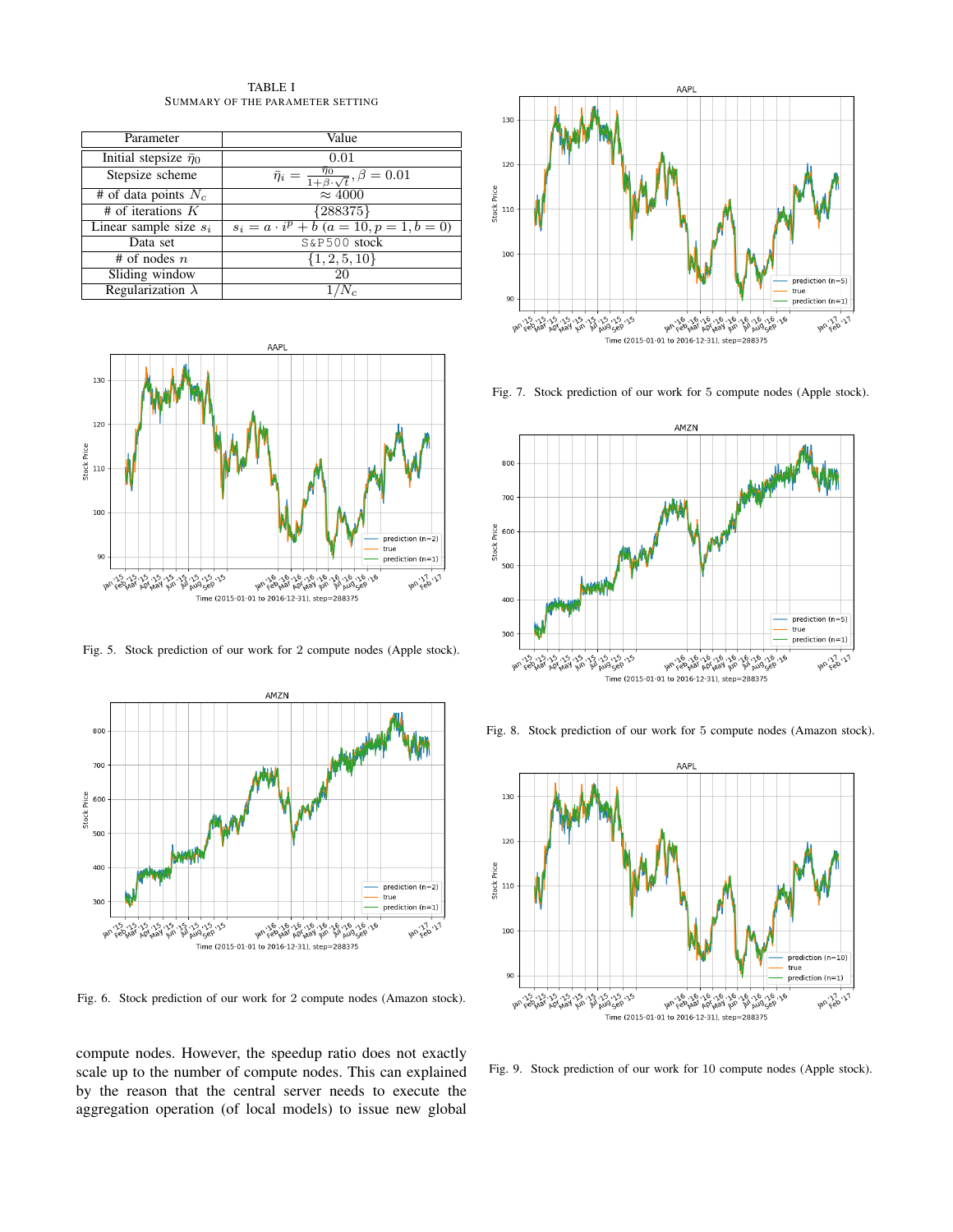TABLE I
SUMMARY OF THE PARAMETER SETTING

| Parameter | Value |
|---|---|
| Initial stepsize $\bar{\eta}_0$ | 0.01 |
| Stepsize scheme | $\bar{\eta}_i = \frac{\bar{\eta}_0}{1+\beta\cdot\sqrt{t}}, \beta = 0.01$ |
| # of data points $N_c$ | $\approx 4000$ |
| # of iterations $K$ | $\{288375\}$ |
| Linear sample size $s_i$ | $s_i = a \cdot i^p + b$ $(a = 10, p = 1, b = 0)$ |
| Data set | S&P500 stock |
| # of nodes $n$ | $\{1, 2, 5, 10\}$ |
| Sliding window | 20 |
| Regularization $\lambda$ | $1/N_c$ |

Fig. 5. Stock prediction of our work for 2 compute nodes (Apple stock).

Fig. 6. Stock prediction of our work for 2 compute nodes (Amazon stock).

compute nodes. However, the speedup ratio does not exactly scale up to the number of compute nodes. This can explained by the reason that the central server needs to execute the aggregation operation (of local models) to issue new global

Fig. 7. Stock prediction of our work for 5 compute nodes (Apple stock).

Fig. 8. Stock prediction of our work for 5 compute nodes (Amazon stock).

Fig. 9. Stock prediction of our work for 10 compute nodes (Apple stock).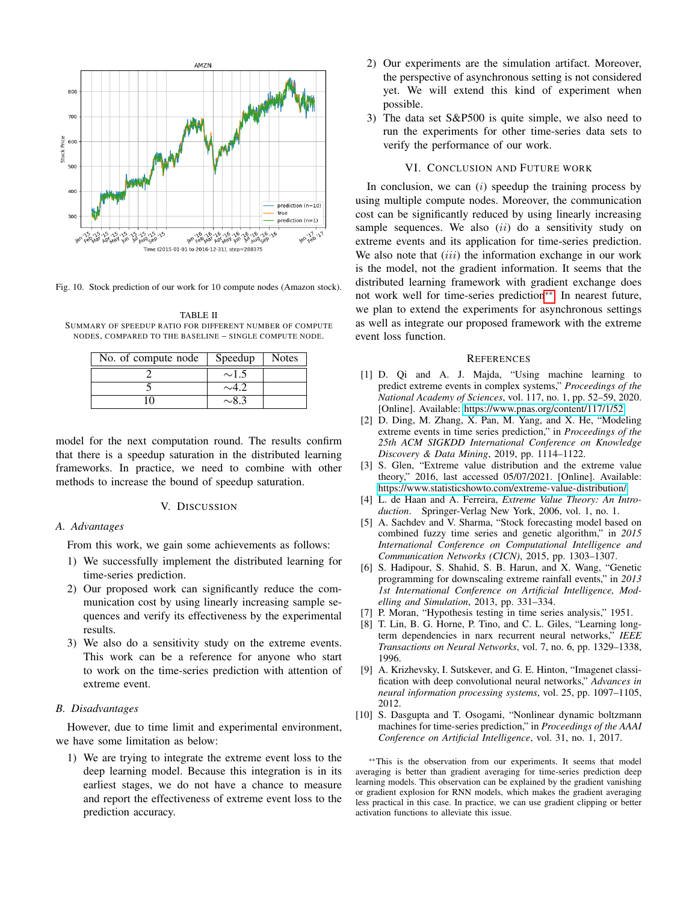Fig. 10. Stock prediction of our work for 10 compute nodes (Amazon stock).

TABLE II
SUMMARY OF SPEEDUP RATIO FOR DIFFERENT NUMBER OF COMPUTE NODES, COMPARED TO THE BASELINE – SINGLE COMPUTE NODE.

| No. of compute node | Speedup | Notes |
|---|---|---|
| 2 | $\sim$1.5 | |
| 5 | $\sim$4.2 | |
| 10 | $\sim$8.3 | |

model for the next computation round. The results confirm that there is a speedup saturation in the distributed learning frameworks. In practice, we need to combine with other methods to increase the bound of speedup saturation.

## V. DISCUSSION

### A. Advantages

From this work, we gain some achievements as follows:

1) We successfully implement the distributed learning for time-series prediction.
2) Our proposed work can significantly reduce the communication cost by using linearly increasing sample sequences and verify its effectiveness by the experimental results.
3) We also do a sensitivity study on the extreme events. This work can be a reference for anyone who start to work on the time-series prediction with attention of extreme event.

### B. Disadvantages

However, due to time limit and experimental environment, we have some limitation as below:

1) We are trying to integrate the extreme event loss to the deep learning model. Because this integration is in its earliest stages, we do not have a chance to measure and report the effectiveness of extreme event loss to the prediction accuracy.
2) Our experiments are the simulation artifact. Moreover, the perspective of asynchronous setting is not considered yet. We will extend this kind of experiment when possible.
3) The data set S&P500 is quite simple, we also need to run the experiments for other time-series data sets to verify the performance of our work.

## VI. CONCLUSION AND FUTURE WORK

In conclusion, we can $(i)$ speedup the training process by using multiple compute nodes. Moreover, the communication cost can be significantly reduced by using linearly increasing sample sequences. We also $(ii)$ do a sensitivity study on extreme events and its application for time-series prediction. We also note that $(iii)$ the information exchange in our work is the model, not the gradient information. It seems that the distributed learning framework with gradient exchange does not work well for time-series prediction**. In nearest future, we plan to extend the experiments for asynchronous settings as well as integrate our proposed framework with the extreme event loss function.

## REFERENCES

[1] D. Qi and A. J. Majda, "Using machine learning to predict extreme events in complex systems," *Proceedings of the National Academy of Sciences*, vol. 117, no. 1, pp. 52–59, 2020. [Online]. Available: https://www.pnas.org/content/117/1/52

[2] D. Ding, M. Zhang, X. Pan, M. Yang, and X. He, "Modeling extreme events in time series prediction," in *Proceedings of the 25th ACM SIGKDD International Conference on Knowledge Discovery & Data Mining*, 2019, pp. 1114–1122.

[3] S. Glen, "Extreme value distribution and the extreme value theory," 2016, last accessed 05/07/2021. [Online]. Available: https://www.statisticshowto.com/extreme-value-distribution/

[4] L. de Haan and A. Ferreira, *Extreme Value Theory: An Introduction*. Springer-Verlag New York, 2006, vol. 1, no. 1.

[5] A. Sachdev and V. Sharma, "Stock forecasting model based on combined fuzzy time series and genetic algorithm," in *2015 International Conference on Computational Intelligence and Communication Networks (CICN)*, 2015, pp. 1303–1307.

[6] S. Hadipour, S. Shahid, S. B. Harun, and X. Wang, "Genetic programming for downscaling extreme rainfall events," in *2013 1st International Conference on Artificial Intelligence, Modelling and Simulation*, 2013, pp. 331–334.

[7] P. Moran, "Hypothesis testing in time series analysis," 1951.

[8] T. Lin, B. G. Horne, P. Tino, and C. L. Giles, "Learning long-term dependencies in narx recurrent neural networks," *IEEE Transactions on Neural Networks*, vol. 7, no. 6, pp. 1329–1338, 1996.

[9] A. Krizhevsky, I. Sutskever, and G. E. Hinton, "Imagenet classification with deep convolutional neural networks," *Advances in neural information processing systems*, vol. 25, pp. 1097–1105, 2012.

[10] S. Dasgupta and T. Osogami, "Nonlinear dynamic boltzmann machines for time-series prediction," in *Proceedings of the AAAI Conference on Artificial Intelligence*, vol. 31, no. 1, 2017.

**This is the observation from our experiments. It seems that model averaging is better than gradient averaging for time-series prediction deep learning models. This observation can be explained by the gradient vanishing or gradient explosion for RNN models, which makes the gradient averaging less practical in this case. In practice, we can use gradient clipping or better activation functions to alleviate this issue.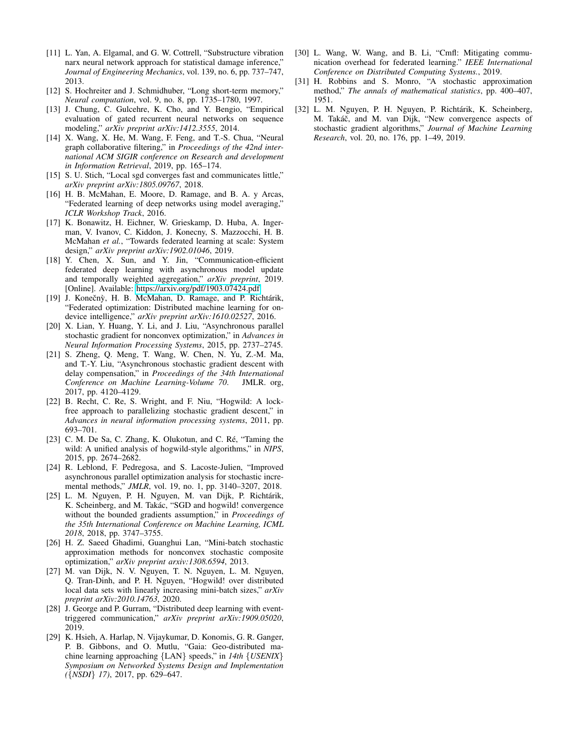[11] L. Yan, A. Elgamal, and G. W. Cottrell, "Substructure vibration narx neural network approach for statistical damage inference," *Journal of Engineering Mechanics*, vol. 139, no. 6, pp. 737–747, 2013.

[12] S. Hochreiter and J. Schmidhuber, "Long short-term memory," *Neural computation*, vol. 9, no. 8, pp. 1735–1780, 1997.

[13] J. Chung, C. Gulcehre, K. Cho, and Y. Bengio, "Empirical evaluation of gated recurrent neural networks on sequence modeling," *arXiv preprint arXiv:1412.3555*, 2014.

[14] X. Wang, X. He, M. Wang, F. Feng, and T.-S. Chua, "Neural graph collaborative filtering," in *Proceedings of the 42nd international ACM SIGIR conference on Research and development in Information Retrieval*, 2019, pp. 165–174.

[15] S. U. Stich, "Local sgd converges fast and communicates little," *arXiv preprint arXiv:1805.09767*, 2018.

[16] H. B. McMahan, E. Moore, D. Ramage, and B. A. y Arcas, "Federated learning of deep networks using model averaging," *ICLR Workshop Track*, 2016.

[17] K. Bonawitz, H. Eichner, W. Grieskamp, D. Huba, A. Ingerman, V. Ivanov, C. Kiddon, J. Konecny, S. Mazzocchi, H. B. McMahan *et al.*, "Towards federated learning at scale: System design," *arXiv preprint arXiv:1902.01046*, 2019.

[18] Y. Chen, X. Sun, and Y. Jin, "Communication-efficient federated deep learning with asynchronous model update and temporally weighted aggregation," *arXiv preprint*, 2019. [Online]. Available: https://arxiv.org/pdf/1903.07424.pdf

[19] J. Konečnỳ, H. B. McMahan, D. Ramage, and P. Richtárik, "Federated optimization: Distributed machine learning for on-device intelligence," *arXiv preprint arXiv:1610.02527*, 2016.

[20] X. Lian, Y. Huang, Y. Li, and J. Liu, "Asynchronous parallel stochastic gradient for nonconvex optimization," in *Advances in Neural Information Processing Systems*, 2015, pp. 2737–2745.

[21] S. Zheng, Q. Meng, T. Wang, W. Chen, N. Yu, Z.-M. Ma, and T.-Y. Liu, "Asynchronous stochastic gradient descent with delay compensation," in *Proceedings of the 34th International Conference on Machine Learning-Volume 70*. JMLR. org, 2017, pp. 4120–4129.

[22] B. Recht, C. Re, S. Wright, and F. Niu, "Hogwild: A lock-free approach to parallelizing stochastic gradient descent," in *Advances in neural information processing systems*, 2011, pp. 693–701.

[23] C. M. De Sa, C. Zhang, K. Olukotun, and C. Ré, "Taming the wild: A unified analysis of hogwild-style algorithms," in *NIPS*, 2015, pp. 2674–2682.

[24] R. Leblond, F. Pedregosa, and S. Lacoste-Julien, "Improved asynchronous parallel optimization analysis for stochastic incremental methods," *JMLR*, vol. 19, no. 1, pp. 3140–3207, 2018.

[25] L. M. Nguyen, P. H. Nguyen, M. van Dijk, P. Richtárik, K. Scheinberg, and M. Takác, "SGD and hogwild! convergence without the bounded gradients assumption," in *Proceedings of the 35th International Conference on Machine Learning, ICML 2018*, 2018, pp. 3747–3755.

[26] H. Z. Saeed Ghadimi, Guanghui Lan, "Mini-batch stochastic approximation methods for nonconvex stochastic composite optimization," *arXiv preprint arxiv:1308.6594*, 2013.

[27] M. van Dijk, N. V. Nguyen, T. N. Nguyen, L. M. Nguyen, Q. Tran-Dinh, and P. H. Nguyen, "Hogwild! over distributed local data sets with linearly increasing mini-batch sizes," *arXiv preprint arXiv:2010.14763*, 2020.

[28] J. George and P. Gurram, "Distributed deep learning with event-triggered communication," *arXiv preprint arXiv:1909.05020*, 2019.

[29] K. Hsieh, A. Harlap, N. Vijaykumar, D. Konomis, G. R. Ganger, P. B. Gibbons, and O. Mutlu, "Gaia: Geo-distributed machine learning approaching {LAN} speeds," in *14th {USENIX} Symposium on Networked Systems Design and Implementation ({NSDI} 17)*, 2017, pp. 629–647.

[30] L. Wang, W. Wang, and B. Li, "Cmfl: Mitigating communication overhead for federated learning." *IEEE International Conference on Distributed Computing Systems.*, 2019.

[31] H. Robbins and S. Monro, "A stochastic approximation method," *The annals of mathematical statistics*, pp. 400–407, 1951.

[32] L. M. Nguyen, P. H. Nguyen, P. Richtárik, K. Scheinberg, M. Takáč, and M. van Dijk, "New convergence aspects of stochastic gradient algorithms," *Journal of Machine Learning Research*, vol. 20, no. 176, pp. 1–49, 2019.